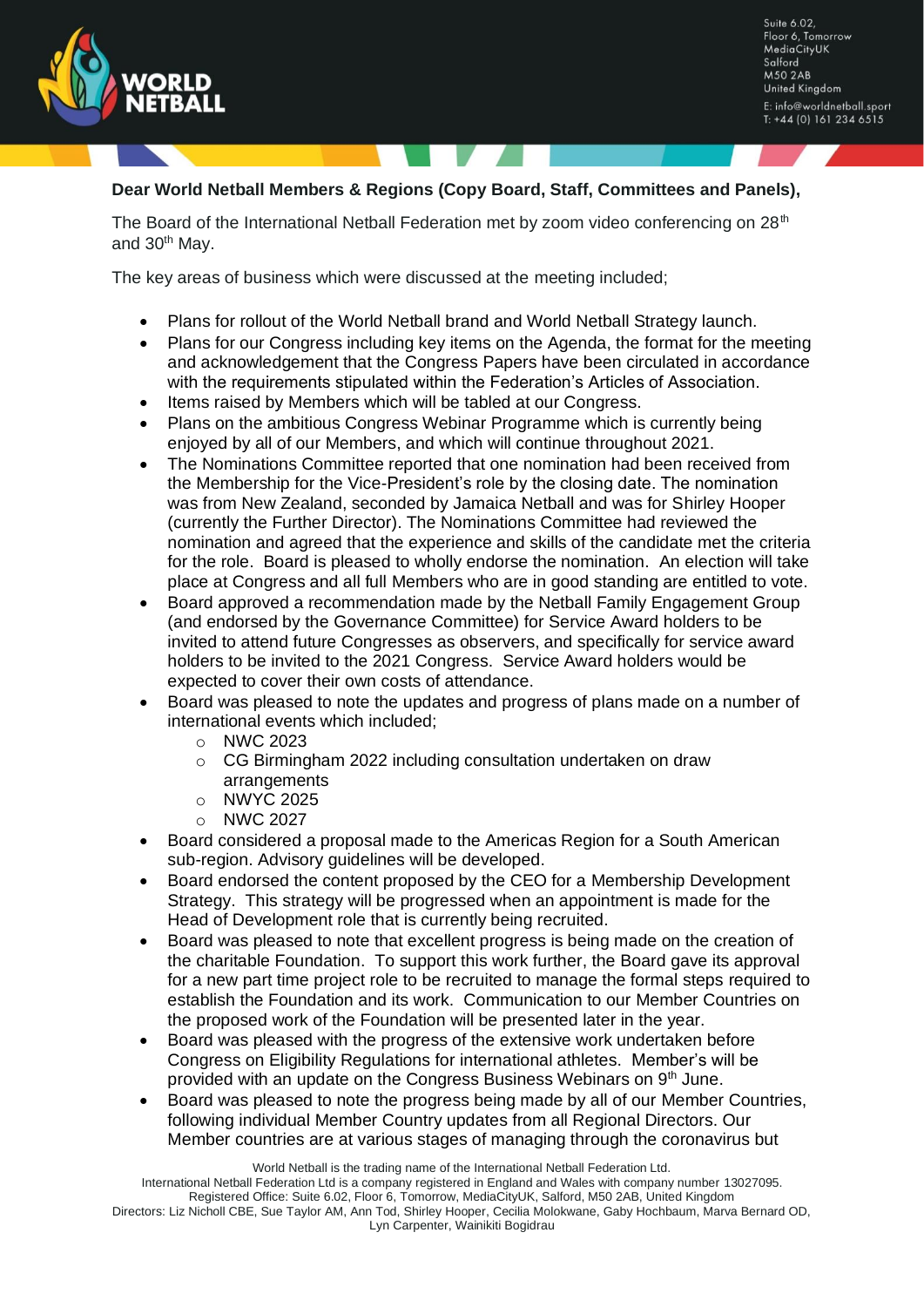Suite 6.02,
Floor 6, Tomorrow
MediaCityUK
Salford
M50 2AB
United Kingdom
E: info@worldnetball.sport
T: +44 (0) 161 234 6515

**Dear World Netball Members & Regions (Copy Board, Staff, Committees and Panels),**

The Board of the International Netball Federation met by zoom video conferencing on 28th and 30th May.

The key areas of business which were discussed at the meeting included;

- Plans for rollout of the World Netball brand and World Netball Strategy launch.
- Plans for our Congress including key items on the Agenda, the format for the meeting and acknowledgement that the Congress Papers have been circulated in accordance with the requirements stipulated within the Federation's Articles of Association.
- Items raised by Members which will be tabled at our Congress.
- Plans on the ambitious Congress Webinar Programme which is currently being enjoyed by all of our Members, and which will continue throughout 2021.
- The Nominations Committee reported that one nomination had been received from the Membership for the Vice-President's role by the closing date. The nomination was from New Zealand, seconded by Jamaica Netball and was for Shirley Hooper (currently the Further Director). The Nominations Committee had reviewed the nomination and agreed that the experience and skills of the candidate met the criteria for the role. Board is pleased to wholly endorse the nomination. An election will take place at Congress and all full Members who are in good standing are entitled to vote.
- Board approved a recommendation made by the Netball Family Engagement Group (and endorsed by the Governance Committee) for Service Award holders to be invited to attend future Congresses as observers, and specifically for service award holders to be invited to the 2021 Congress. Service Award holders would be expected to cover their own costs of attendance.
- Board was pleased to note the updates and progress of plans made on a number of international events which included;
  - NWC 2023
  - CG Birmingham 2022 including consultation undertaken on draw arrangements
  - NWYC 2025
  - NWC 2027
- Board considered a proposal made to the Americas Region for a South American sub-region. Advisory guidelines will be developed.
- Board endorsed the content proposed by the CEO for a Membership Development Strategy. This strategy will be progressed when an appointment is made for the Head of Development role that is currently being recruited.
- Board was pleased to note that excellent progress is being made on the creation of the charitable Foundation. To support this work further, the Board gave its approval for a new part time project role to be recruited to manage the formal steps required to establish the Foundation and its work. Communication to our Member Countries on the proposed work of the Foundation will be presented later in the year.
- Board was pleased with the progress of the extensive work undertaken before Congress on Eligibility Regulations for international athletes. Member's will be provided with an update on the Congress Business Webinars on 9th June.
- Board was pleased to note the progress being made by all of our Member Countries, following individual Member Country updates from all Regional Directors. Our Member countries are at various stages of managing through the coronavirus but

World Netball is the trading name of the International Netball Federation Ltd.
International Netball Federation Ltd is a company registered in England and Wales with company number 13027095.
Registered Office: Suite 6.02, Floor 6, Tomorrow, MediaCityUK, Salford, M50 2AB, United Kingdom
Directors: Liz Nicholl CBE, Sue Taylor AM, Ann Tod, Shirley Hooper, Cecilia Molokwane, Gaby Hochbaum, Marva Bernard OD, Lyn Carpenter, Wainikiti Bogidrau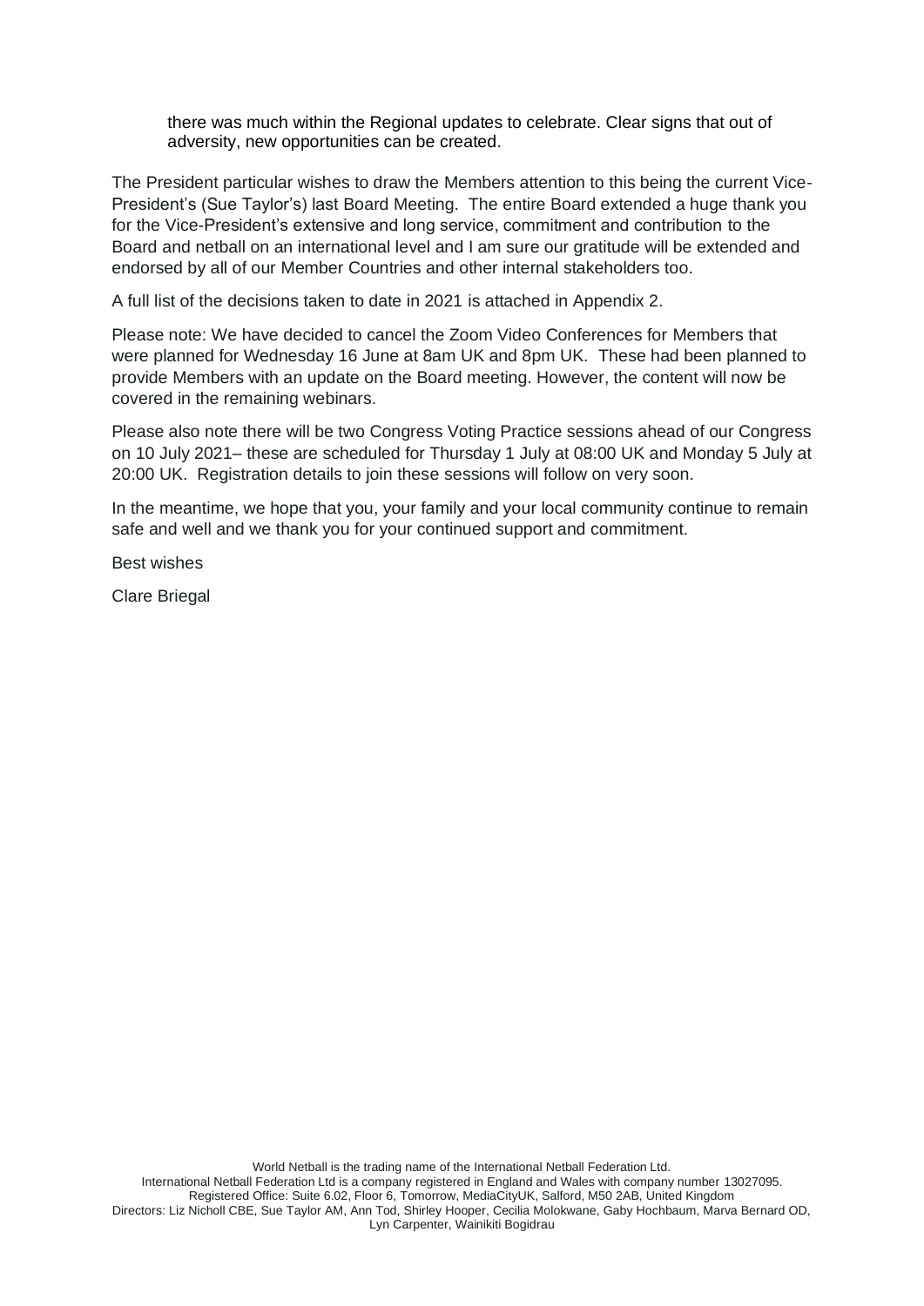there was much within the Regional updates to celebrate. Clear signs that out of adversity, new opportunities can be created.

The President particular wishes to draw the Members attention to this being the current Vice-President's (Sue Taylor's) last Board Meeting. The entire Board extended a huge thank you for the Vice-President's extensive and long service, commitment and contribution to the Board and netball on an international level and I am sure our gratitude will be extended and endorsed by all of our Member Countries and other internal stakeholders too.

A full list of the decisions taken to date in 2021 is attached in Appendix 2.

Please note: We have decided to cancel the Zoom Video Conferences for Members that were planned for Wednesday 16 June at 8am UK and 8pm UK. These had been planned to provide Members with an update on the Board meeting. However, the content will now be covered in the remaining webinars.

Please also note there will be two Congress Voting Practice sessions ahead of our Congress on 10 July 2021– these are scheduled for Thursday 1 July at 08:00 UK and Monday 5 July at 20:00 UK. Registration details to join these sessions will follow on very soon.

In the meantime, we hope that you, your family and your local community continue to remain safe and well and we thank you for your continued support and commitment.

Best wishes

Clare Briegal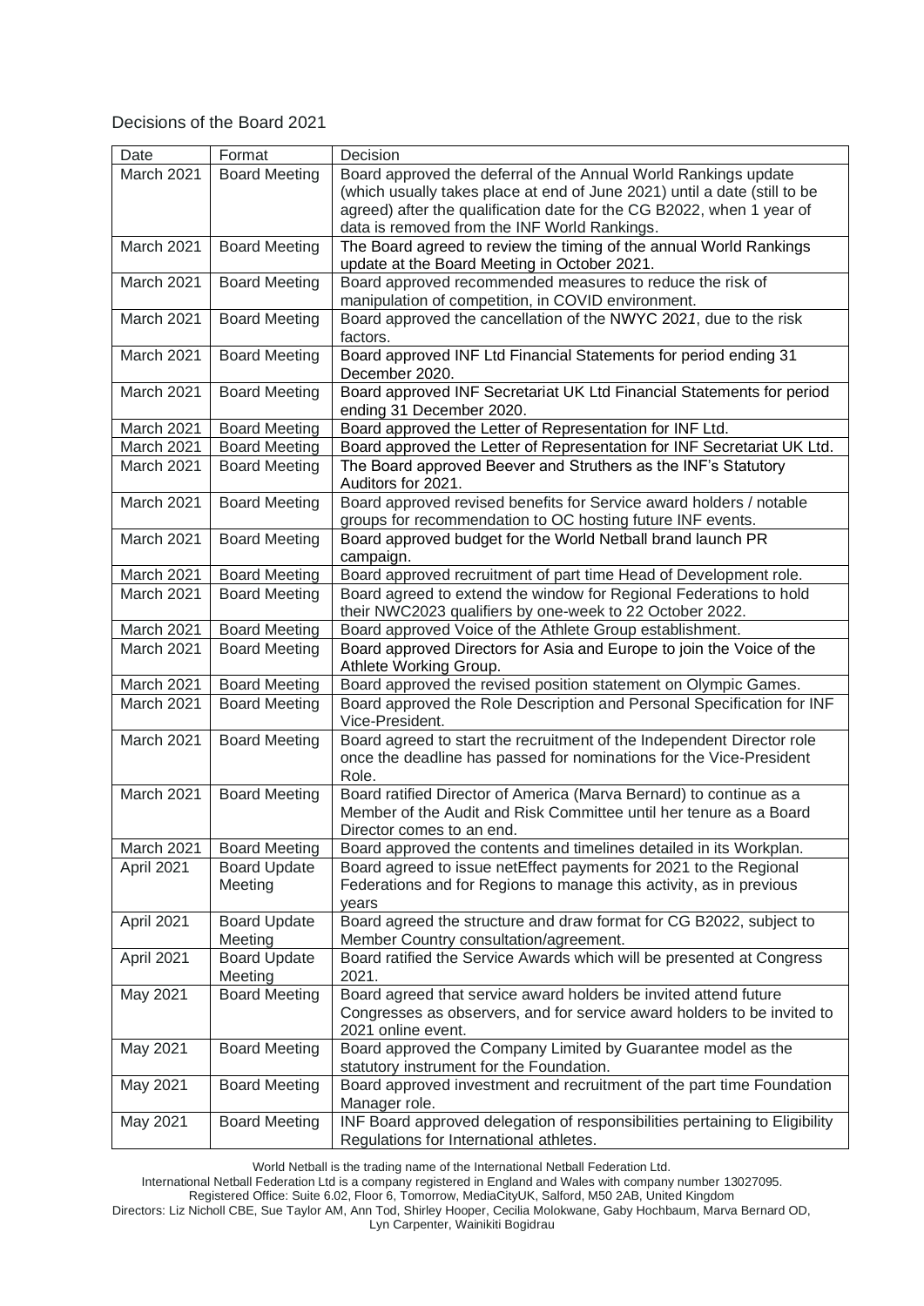Decisions of the Board 2021

| Date | Format | Decision |
|---|---|---|
| March 2021 | Board Meeting | Board approved the deferral of the Annual World Rankings update (which usually takes place at end of June 2021) until a date (still to be agreed) after the qualification date for the CG B2022, when 1 year of data is removed from the INF World Rankings. |
| March 2021 | Board Meeting | The Board agreed to review the timing of the annual World Rankings update at the Board Meeting in October 2021. |
| March 2021 | Board Meeting | Board approved recommended measures to reduce the risk of manipulation of competition, in COVID environment. |
| March 2021 | Board Meeting | Board approved the cancellation of the NWYC 2021, due to the risk factors. |
| March 2021 | Board Meeting | Board approved INF Ltd Financial Statements for period ending 31 December 2020. |
| March 2021 | Board Meeting | Board approved INF Secretariat UK Ltd Financial Statements for period ending 31 December 2020. |
| March 2021 | Board Meeting | Board approved the Letter of Representation for INF Ltd. |
| March 2021 | Board Meeting | Board approved the Letter of Representation for INF Secretariat UK Ltd. |
| March 2021 | Board Meeting | The Board approved Beever and Struthers as the INF's Statutory Auditors for 2021. |
| March 2021 | Board Meeting | Board approved revised benefits for Service award holders / notable groups for recommendation to OC hosting future INF events. |
| March 2021 | Board Meeting | Board approved budget for the World Netball brand launch PR campaign. |
| March 2021 | Board Meeting | Board approved recruitment of part time Head of Development role. |
| March 2021 | Board Meeting | Board agreed to extend the window for Regional Federations to hold their NWC2023 qualifiers by one-week to 22 October 2022. |
| March 2021 | Board Meeting | Board approved Voice of the Athlete Group establishment. |
| March 2021 | Board Meeting | Board approved Directors for Asia and Europe to join the Voice of the Athlete Working Group. |
| March 2021 | Board Meeting | Board approved the revised position statement on Olympic Games. |
| March 2021 | Board Meeting | Board approved the Role Description and Personal Specification for INF Vice-President. |
| March 2021 | Board Meeting | Board agreed to start the recruitment of the Independent Director role once the deadline has passed for nominations for the Vice-President Role. |
| March 2021 | Board Meeting | Board ratified Director of America (Marva Bernard) to continue as a Member of the Audit and Risk Committee until her tenure as a Board Director comes to an end. |
| March 2021 | Board Meeting | Board approved the contents and timelines detailed in its Workplan. |
| April 2021 | Board Update Meeting | Board agreed to issue netEffect payments for 2021 to the Regional Federations and for Regions to manage this activity, as in previous years |
| April 2021 | Board Update Meeting | Board agreed the structure and draw format for CG B2022, subject to Member Country consultation/agreement. |
| April 2021 | Board Update Meeting | Board ratified the Service Awards which will be presented at Congress 2021. |
| May 2021 | Board Meeting | Board agreed that service award holders be invited attend future Congresses as observers, and for service award holders to be invited to 2021 online event. |
| May 2021 | Board Meeting | Board approved the Company Limited by Guarantee model as the statutory instrument for the Foundation. |
| May 2021 | Board Meeting | Board approved investment and recruitment of the part time Foundation Manager role. |
| May 2021 | Board Meeting | INF Board approved delegation of responsibilities pertaining to Eligibility Regulations for International athletes. |

World Netball is the trading name of the International Netball Federation Ltd.
International Netball Federation Ltd is a company registered in England and Wales with company number 13027095.
Registered Office: Suite 6.02, Floor 6, Tomorrow, MediaCityUK, Salford, M50 2AB, United Kingdom
Directors: Liz Nicholl CBE, Sue Taylor AM, Ann Tod, Shirley Hooper, Cecilia Molokwane, Gaby Hochbaum, Marva Bernard OD, Lyn Carpenter, Wainikiti Bogidrau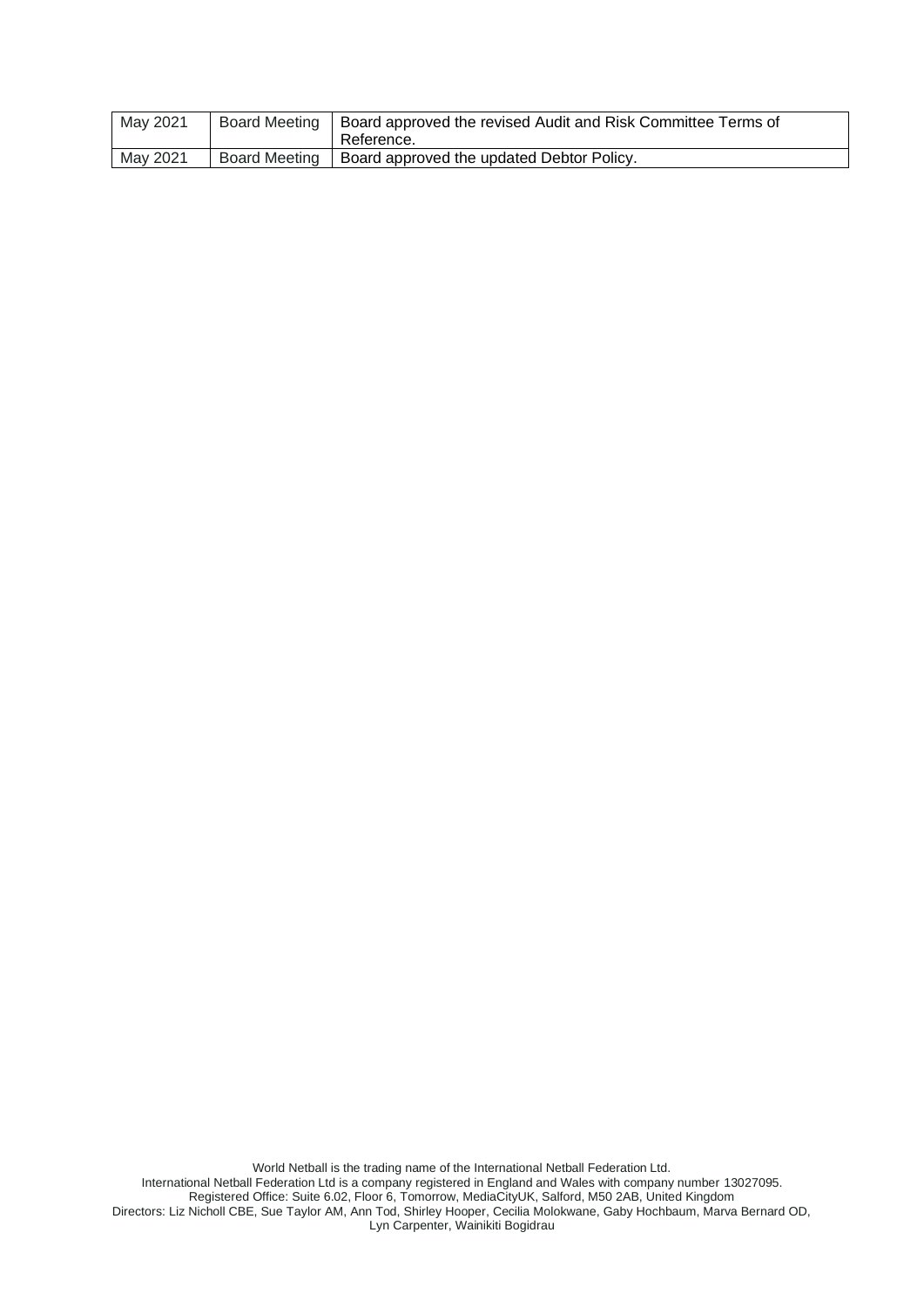| | | |
|---|---|---|
| May 2021 | Board Meeting | Board approved the revised Audit and Risk Committee Terms of Reference. |
| May 2021 | Board Meeting | Board approved the updated Debtor Policy. |